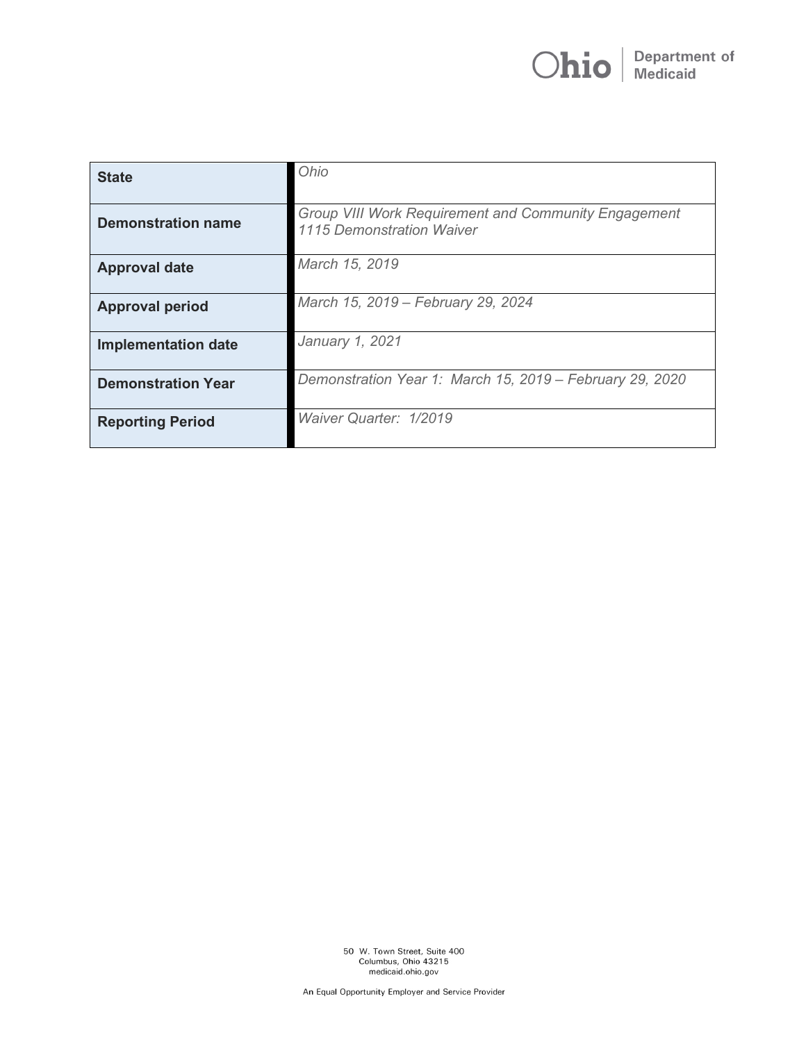| State | *Ohio* |
|---|---|
| **Demonstration name** | *Group VIII Work Requirement and Community Engagement 1115 Demonstration Waiver* |
| **Approval date** | *March 15, 2019* |
| **Approval period** | *March 15, 2019 – February 29, 2024* |
| **Implementation date** | *January 1, 2021* |
| **Demonstration Year** | *Demonstration Year 1: March 15, 2019 – February 29, 2020* |
| **Reporting Period** | *Waiver Quarter: 1/2019* |

50 W. Town Street, Suite 400
Columbus, Ohio 43215
medicaid.ohio.gov

An Equal Opportunity Employer and Service Provider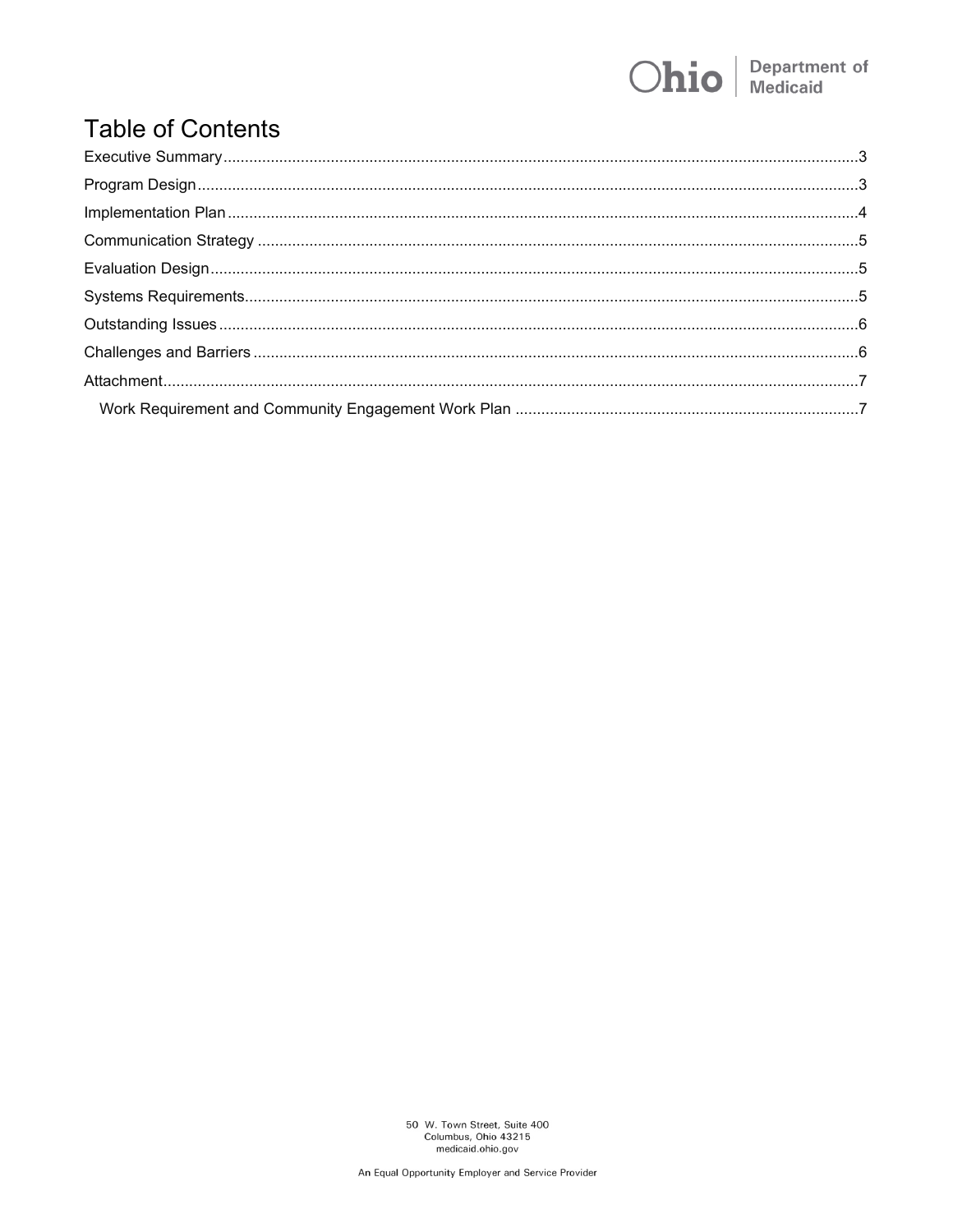# Table of Contents

Executive Summary .......... 3

Program Design .......... 3

Implementation Plan .......... 4

Communication Strategy .......... 5

Evaluation Design .......... 5

Systems Requirements .......... 5

Outstanding Issues .......... 6

Challenges and Barriers .......... 6

Attachment .......... 7

- Work Requirement and Community Engagement Work Plan .......... 7

50 W. Town Street, Suite 400
Columbus, Ohio 43215
medicaid.ohio.gov

An Equal Opportunity Employer and Service Provider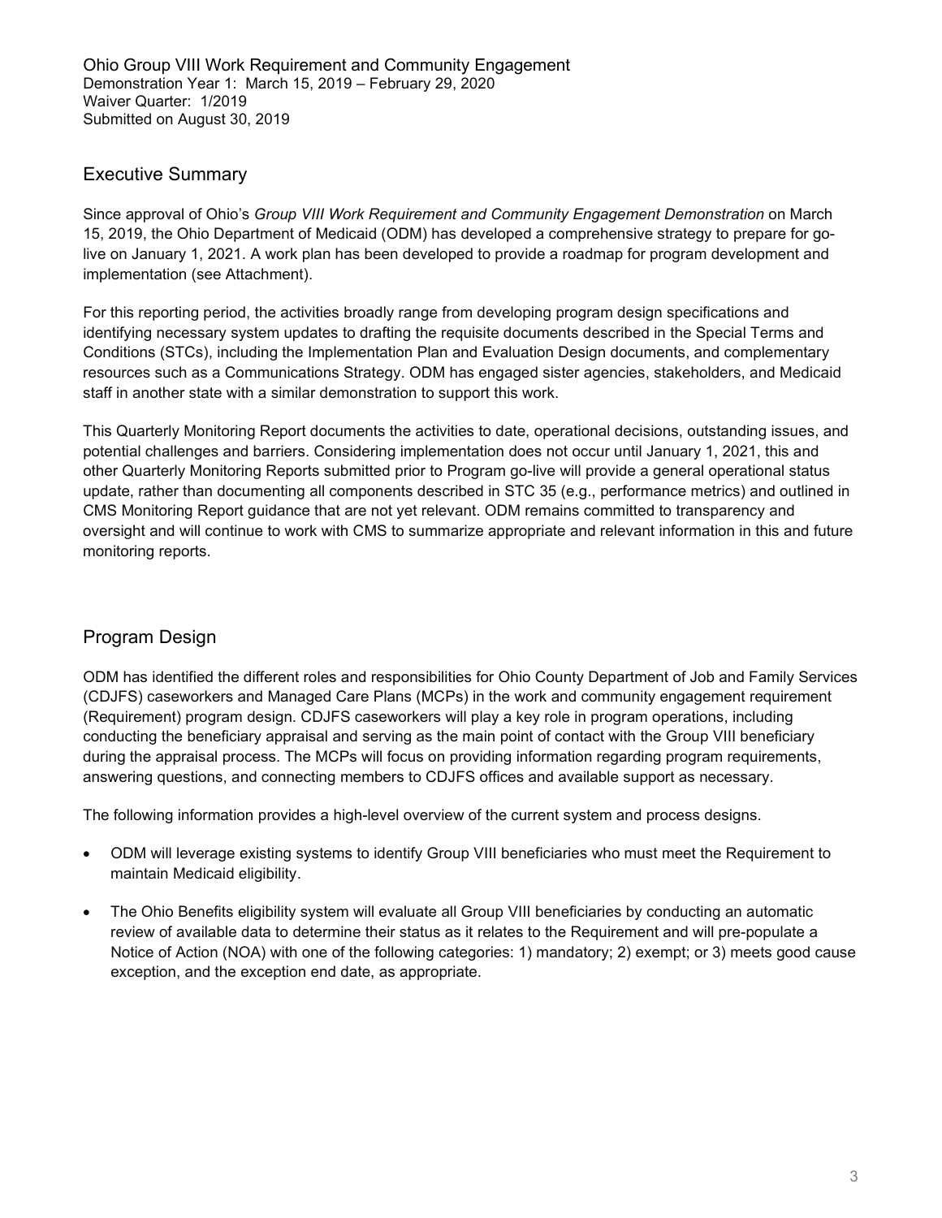Ohio Group VIII Work Requirement and Community Engagement
Demonstration Year 1: March 15, 2019 – February 29, 2020
Waiver Quarter: 1/2019
Submitted on August 30, 2019

## Executive Summary

Since approval of Ohio's *Group VIII Work Requirement and Community Engagement Demonstration* on March 15, 2019, the Ohio Department of Medicaid (ODM) has developed a comprehensive strategy to prepare for go-live on January 1, 2021. A work plan has been developed to provide a roadmap for program development and implementation (see Attachment).

For this reporting period, the activities broadly range from developing program design specifications and identifying necessary system updates to drafting the requisite documents described in the Special Terms and Conditions (STCs), including the Implementation Plan and Evaluation Design documents, and complementary resources such as a Communications Strategy. ODM has engaged sister agencies, stakeholders, and Medicaid staff in another state with a similar demonstration to support this work.

This Quarterly Monitoring Report documents the activities to date, operational decisions, outstanding issues, and potential challenges and barriers. Considering implementation does not occur until January 1, 2021, this and other Quarterly Monitoring Reports submitted prior to Program go-live will provide a general operational status update, rather than documenting all components described in STC 35 (e.g., performance metrics) and outlined in CMS Monitoring Report guidance that are not yet relevant. ODM remains committed to transparency and oversight and will continue to work with CMS to summarize appropriate and relevant information in this and future monitoring reports.

## Program Design

ODM has identified the different roles and responsibilities for Ohio County Department of Job and Family Services (CDJFS) caseworkers and Managed Care Plans (MCPs) in the work and community engagement requirement (Requirement) program design. CDJFS caseworkers will play a key role in program operations, including conducting the beneficiary appraisal and serving as the main point of contact with the Group VIII beneficiary during the appraisal process. The MCPs will focus on providing information regarding program requirements, answering questions, and connecting members to CDJFS offices and available support as necessary.

The following information provides a high-level overview of the current system and process designs.

- ODM will leverage existing systems to identify Group VIII beneficiaries who must meet the Requirement to maintain Medicaid eligibility.
- The Ohio Benefits eligibility system will evaluate all Group VIII beneficiaries by conducting an automatic review of available data to determine their status as it relates to the Requirement and will pre-populate a Notice of Action (NOA) with one of the following categories: 1) mandatory; 2) exempt; or 3) meets good cause exception, and the exception end date, as appropriate.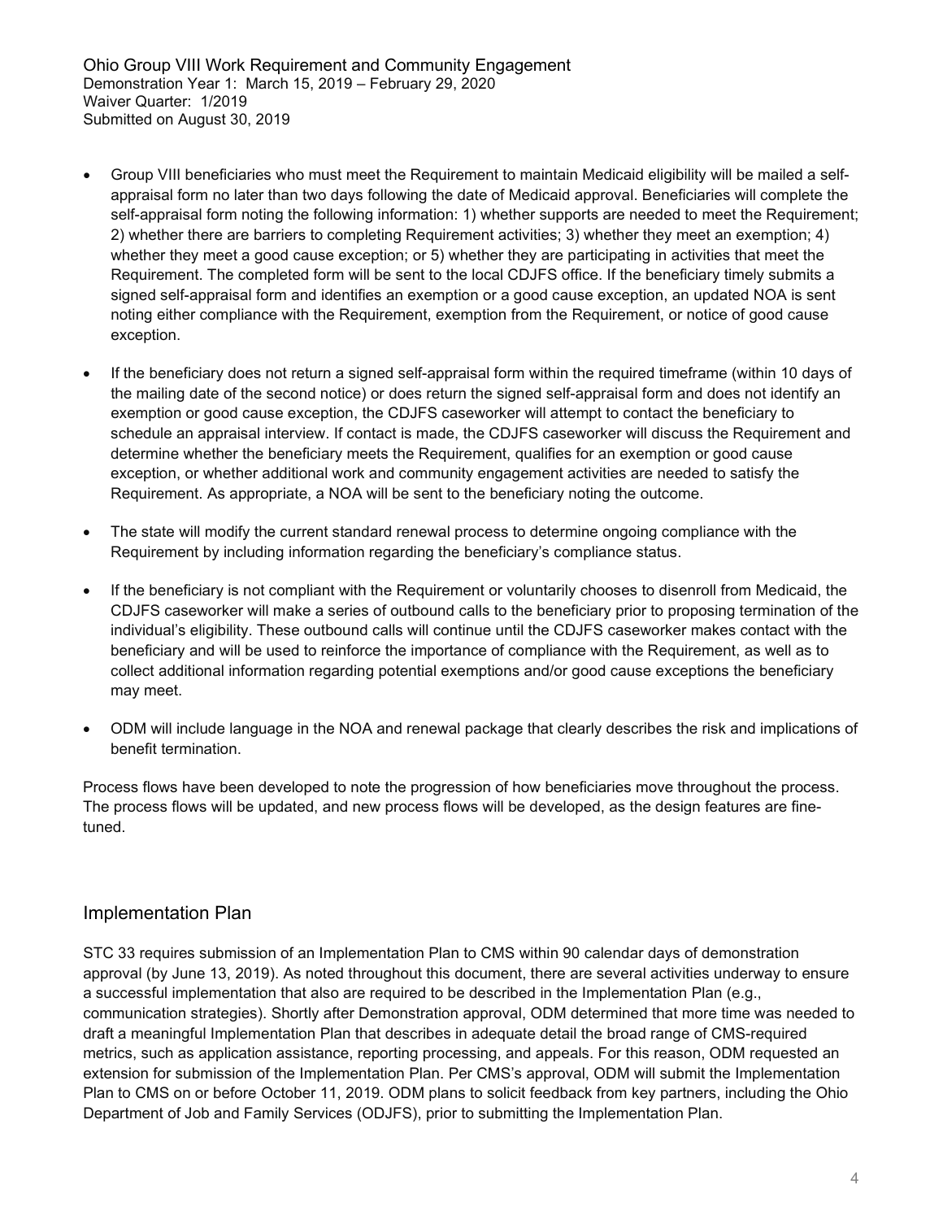- Group VIII beneficiaries who must meet the Requirement to maintain Medicaid eligibility will be mailed a self-appraisal form no later than two days following the date of Medicaid approval. Beneficiaries will complete the self-appraisal form noting the following information: 1) whether supports are needed to meet the Requirement; 2) whether there are barriers to completing Requirement activities; 3) whether they meet an exemption; 4) whether they meet a good cause exception; or 5) whether they are participating in activities that meet the Requirement. The completed form will be sent to the local CDJFS office. If the beneficiary timely submits a signed self-appraisal form and identifies an exemption or a good cause exception, an updated NOA is sent noting either compliance with the Requirement, exemption from the Requirement, or notice of good cause exception.

- If the beneficiary does not return a signed self-appraisal form within the required timeframe (within 10 days of the mailing date of the second notice) or does return the signed self-appraisal form and does not identify an exemption or good cause exception, the CDJFS caseworker will attempt to contact the beneficiary to schedule an appraisal interview. If contact is made, the CDJFS caseworker will discuss the Requirement and determine whether the beneficiary meets the Requirement, qualifies for an exemption or good cause exception, or whether additional work and community engagement activities are needed to satisfy the Requirement. As appropriate, a NOA will be sent to the beneficiary noting the outcome.

- The state will modify the current standard renewal process to determine ongoing compliance with the Requirement by including information regarding the beneficiary's compliance status.

- If the beneficiary is not compliant with the Requirement or voluntarily chooses to disenroll from Medicaid, the CDJFS caseworker will make a series of outbound calls to the beneficiary prior to proposing termination of the individual's eligibility. These outbound calls will continue until the CDJFS caseworker makes contact with the beneficiary and will be used to reinforce the importance of compliance with the Requirement, as well as to collect additional information regarding potential exemptions and/or good cause exceptions the beneficiary may meet.

- ODM will include language in the NOA and renewal package that clearly describes the risk and implications of benefit termination.

Process flows have been developed to note the progression of how beneficiaries move throughout the process. The process flows will be updated, and new process flows will be developed, as the design features are fine-tuned.

## Implementation Plan

STC 33 requires submission of an Implementation Plan to CMS within 90 calendar days of demonstration approval (by June 13, 2019). As noted throughout this document, there are several activities underway to ensure a successful implementation that also are required to be described in the Implementation Plan (e.g., communication strategies). Shortly after Demonstration approval, ODM determined that more time was needed to draft a meaningful Implementation Plan that describes in adequate detail the broad range of CMS-required metrics, such as application assistance, reporting processing, and appeals. For this reason, ODM requested an extension for submission of the Implementation Plan. Per CMS's approval, ODM will submit the Implementation Plan to CMS on or before October 11, 2019. ODM plans to solicit feedback from key partners, including the Ohio Department of Job and Family Services (ODJFS), prior to submitting the Implementation Plan.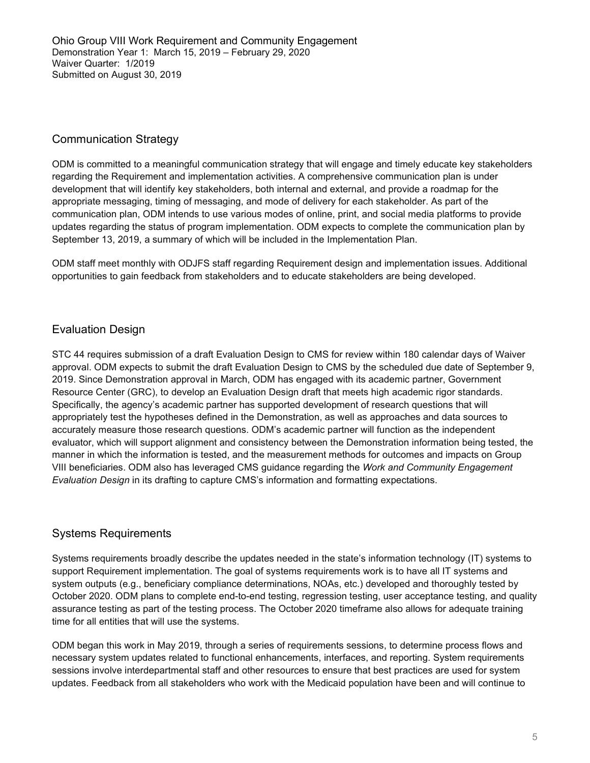## Communication Strategy

ODM is committed to a meaningful communication strategy that will engage and timely educate key stakeholders regarding the Requirement and implementation activities. A comprehensive communication plan is under development that will identify key stakeholders, both internal and external, and provide a roadmap for the appropriate messaging, timing of messaging, and mode of delivery for each stakeholder. As part of the communication plan, ODM intends to use various modes of online, print, and social media platforms to provide updates regarding the status of program implementation. ODM expects to complete the communication plan by September 13, 2019, a summary of which will be included in the Implementation Plan.

ODM staff meet monthly with ODJFS staff regarding Requirement design and implementation issues. Additional opportunities to gain feedback from stakeholders and to educate stakeholders are being developed.

## Evaluation Design

STC 44 requires submission of a draft Evaluation Design to CMS for review within 180 calendar days of Waiver approval. ODM expects to submit the draft Evaluation Design to CMS by the scheduled due date of September 9, 2019. Since Demonstration approval in March, ODM has engaged with its academic partner, Government Resource Center (GRC), to develop an Evaluation Design draft that meets high academic rigor standards. Specifically, the agency's academic partner has supported development of research questions that will appropriately test the hypotheses defined in the Demonstration, as well as approaches and data sources to accurately measure those research questions. ODM's academic partner will function as the independent evaluator, which will support alignment and consistency between the Demonstration information being tested, the manner in which the information is tested, and the measurement methods for outcomes and impacts on Group VIII beneficiaries. ODM also has leveraged CMS guidance regarding the *Work and Community Engagement Evaluation Design* in its drafting to capture CMS's information and formatting expectations.

## Systems Requirements

Systems requirements broadly describe the updates needed in the state's information technology (IT) systems to support Requirement implementation. The goal of systems requirements work is to have all IT systems and system outputs (e.g., beneficiary compliance determinations, NOAs, etc.) developed and thoroughly tested by October 2020. ODM plans to complete end-to-end testing, regression testing, user acceptance testing, and quality assurance testing as part of the testing process. The October 2020 timeframe also allows for adequate training time for all entities that will use the systems.

ODM began this work in May 2019, through a series of requirements sessions, to determine process flows and necessary system updates related to functional enhancements, interfaces, and reporting. System requirements sessions involve interdepartmental staff and other resources to ensure that best practices are used for system updates. Feedback from all stakeholders who work with the Medicaid population have been and will continue to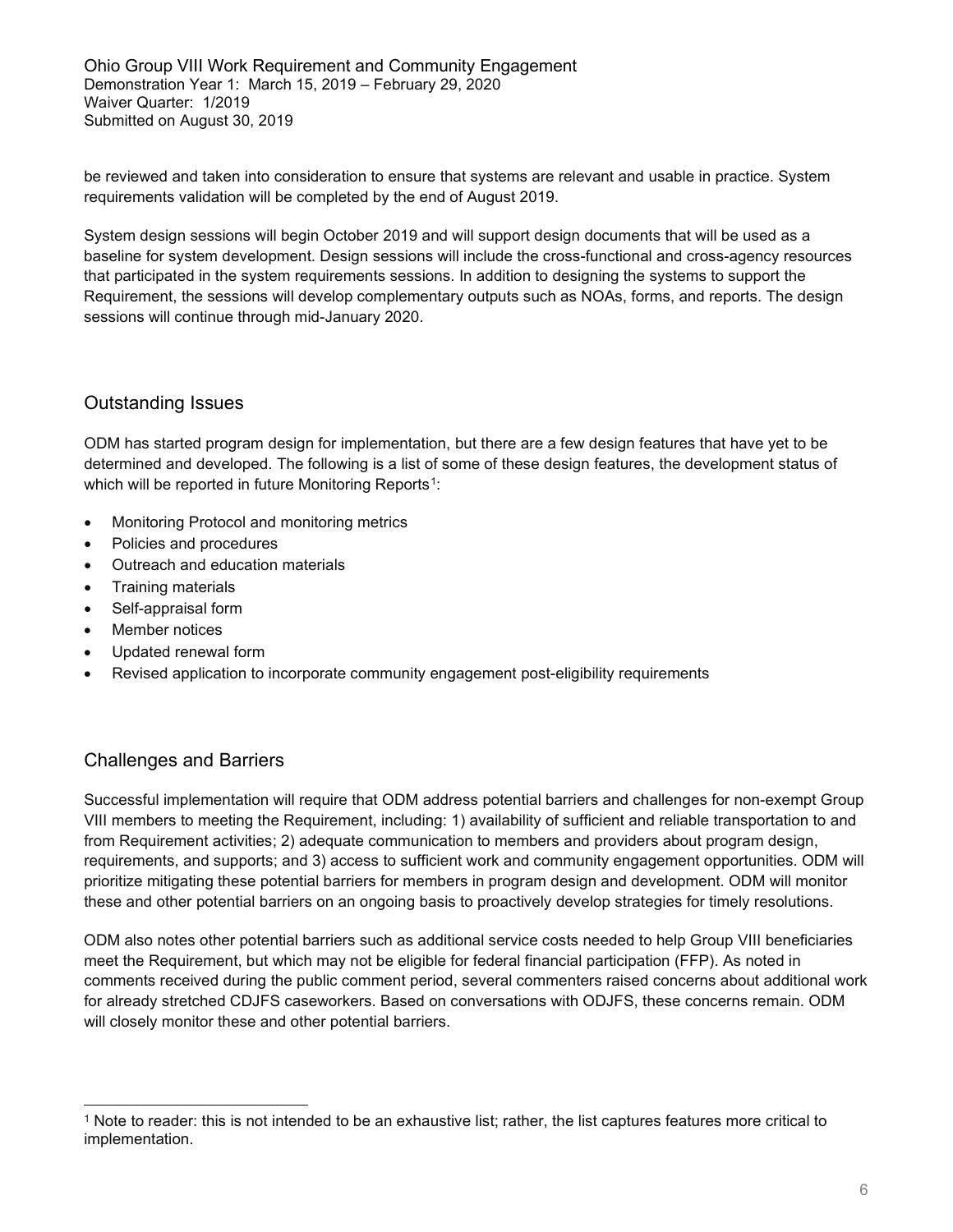be reviewed and taken into consideration to ensure that systems are relevant and usable in practice. System requirements validation will be completed by the end of August 2019.

System design sessions will begin October 2019 and will support design documents that will be used as a baseline for system development. Design sessions will include the cross-functional and cross-agency resources that participated in the system requirements sessions. In addition to designing the systems to support the Requirement, the sessions will develop complementary outputs such as NOAs, forms, and reports. The design sessions will continue through mid-January 2020.

## Outstanding Issues

ODM has started program design for implementation, but there are a few design features that have yet to be determined and developed. The following is a list of some of these design features, the development status of which will be reported in future Monitoring Reports[1]:

- Monitoring Protocol and monitoring metrics
- Policies and procedures
- Outreach and education materials
- Training materials
- Self-appraisal form
- Member notices
- Updated renewal form
- Revised application to incorporate community engagement post-eligibility requirements

## Challenges and Barriers

Successful implementation will require that ODM address potential barriers and challenges for non-exempt Group VIII members to meeting the Requirement, including: 1) availability of sufficient and reliable transportation to and from Requirement activities; 2) adequate communication to members and providers about program design, requirements, and supports; and 3) access to sufficient work and community engagement opportunities. ODM will prioritize mitigating these potential barriers for members in program design and development. ODM will monitor these and other potential barriers on an ongoing basis to proactively develop strategies for timely resolutions.

ODM also notes other potential barriers such as additional service costs needed to help Group VIII beneficiaries meet the Requirement, but which may not be eligible for federal financial participation (FFP). As noted in comments received during the public comment period, several commenters raised concerns about additional work for already stretched CDJFS caseworkers. Based on conversations with ODJFS, these concerns remain. ODM will closely monitor these and other potential barriers.

[1] Note to reader: this is not intended to be an exhaustive list; rather, the list captures features more critical to implementation.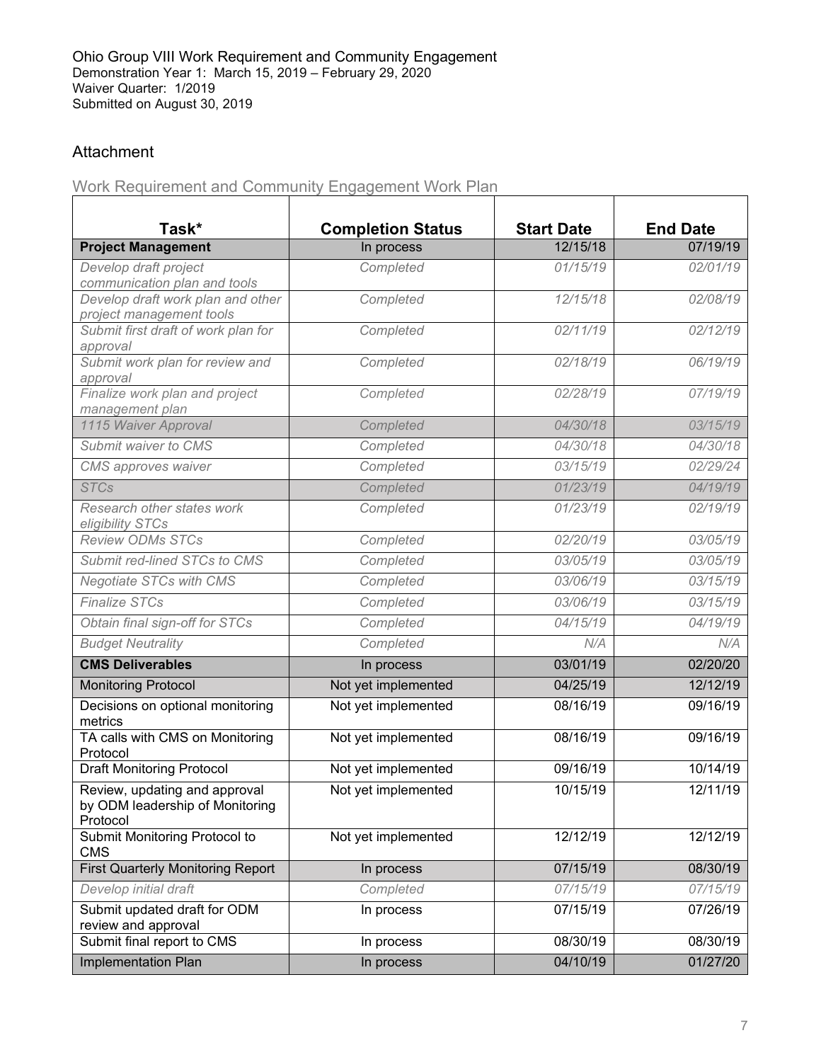Ohio Group VIII Work Requirement and Community Engagement
Demonstration Year 1: March 15, 2019 – February 29, 2020
Waiver Quarter: 1/2019
Submitted on August 30, 2019

## Attachment

### Work Requirement and Community Engagement Work Plan

| Task* | Completion Status | Start Date | End Date |
|---|---|---|---|
| **Project Management** | In process | 12/15/18 | 07/19/19 |
| *Develop draft project communication plan and tools* | *Completed* | *01/15/19* | *02/01/19* |
| *Develop draft work plan and other project management tools* | *Completed* | *12/15/18* | *02/08/19* |
| *Submit first draft of work plan for approval* | *Completed* | *02/11/19* | *02/12/19* |
| *Submit work plan for review and approval* | *Completed* | *02/18/19* | *06/19/19* |
| *Finalize work plan and project management plan* | *Completed* | *02/28/19* | *07/19/19* |
| *1115 Waiver Approval* | *Completed* | *04/30/18* | *03/15/19* |
| *Submit waiver to CMS* | *Completed* | *04/30/18* | *04/30/18* |
| *CMS approves waiver* | *Completed* | *03/15/19* | *02/29/24* |
| *STCs* | *Completed* | *01/23/19* | *04/19/19* |
| *Research other states work eligibility STCs* | *Completed* | *01/23/19* | *02/19/19* |
| *Review ODMs STCs* | *Completed* | *02/20/19* | *03/05/19* |
| *Submit red-lined STCs to CMS* | *Completed* | *03/05/19* | *03/05/19* |
| *Negotiate STCs with CMS* | *Completed* | *03/06/19* | *03/15/19* |
| *Finalize STCs* | *Completed* | *03/06/19* | *03/15/19* |
| *Obtain final sign-off for STCs* | *Completed* | *04/15/19* | *04/19/19* |
| *Budget Neutrality* | *Completed* | *N/A* | *N/A* |
| **CMS Deliverables** | In process | 03/01/19 | 02/20/20 |
| Monitoring Protocol | Not yet implemented | 04/25/19 | 12/12/19 |
| Decisions on optional monitoring metrics | Not yet implemented | 08/16/19 | 09/16/19 |
| TA calls with CMS on Monitoring Protocol | Not yet implemented | 08/16/19 | 09/16/19 |
| Draft Monitoring Protocol | Not yet implemented | 09/16/19 | 10/14/19 |
| Review, updating and approval by ODM leadership of Monitoring Protocol | Not yet implemented | 10/15/19 | 12/11/19 |
| Submit Monitoring Protocol to CMS | Not yet implemented | 12/12/19 | 12/12/19 |
| First Quarterly Monitoring Report | In process | 07/15/19 | 08/30/19 |
| *Develop initial draft* | *Completed* | *07/15/19* | *07/15/19* |
| Submit updated draft for ODM review and approval | In process | 07/15/19 | 07/26/19 |
| Submit final report to CMS | In process | 08/30/19 | 08/30/19 |
| Implementation Plan | In process | 04/10/19 | 01/27/20 |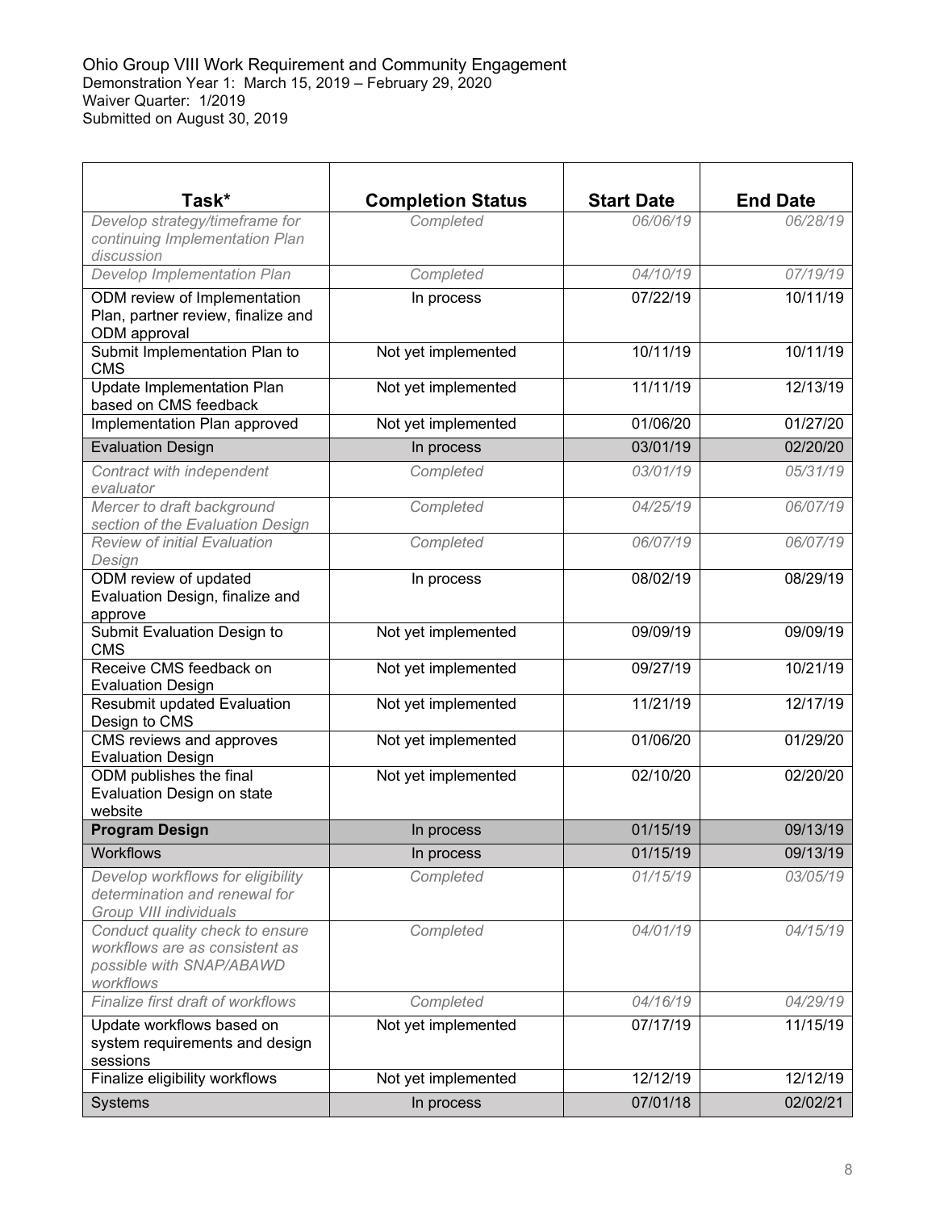Ohio Group VIII Work Requirement and Community Engagement
Demonstration Year 1: March 15, 2019 – February 29, 2020
Waiver Quarter: 1/2019
Submitted on August 30, 2019

| Task* | Completion Status | Start Date | End Date |
|---|---|---|---|
| *Develop strategy/timeframe for continuing Implementation Plan discussion* | *Completed* | *06/06/19* | *06/28/19* |
| *Develop Implementation Plan* | *Completed* | *04/10/19* | *07/19/19* |
| ODM review of Implementation Plan, partner review, finalize and ODM approval | In process | 07/22/19 | 10/11/19 |
| Submit Implementation Plan to CMS | Not yet implemented | 10/11/19 | 10/11/19 |
| Update Implementation Plan based on CMS feedback | Not yet implemented | 11/11/19 | 12/13/19 |
| Implementation Plan approved | Not yet implemented | 01/06/20 | 01/27/20 |
| Evaluation Design | In process | 03/01/19 | 02/20/20 |
| *Contract with independent evaluator* | *Completed* | *03/01/19* | *05/31/19* |
| *Mercer to draft background section of the Evaluation Design* | *Completed* | *04/25/19* | *06/07/19* |
| *Review of initial Evaluation Design* | *Completed* | *06/07/19* | *06/07/19* |
| ODM review of updated Evaluation Design, finalize and approve | In process | 08/02/19 | 08/29/19 |
| Submit Evaluation Design to CMS | Not yet implemented | 09/09/19 | 09/09/19 |
| Receive CMS feedback on Evaluation Design | Not yet implemented | 09/27/19 | 10/21/19 |
| Resubmit updated Evaluation Design to CMS | Not yet implemented | 11/21/19 | 12/17/19 |
| CMS reviews and approves Evaluation Design | Not yet implemented | 01/06/20 | 01/29/20 |
| ODM publishes the final Evaluation Design on state website | Not yet implemented | 02/10/20 | 02/20/20 |
| **Program Design** | In process | 01/15/19 | 09/13/19 |
| Workflows | In process | 01/15/19 | 09/13/19 |
| *Develop workflows for eligibility determination and renewal for Group VIII individuals* | *Completed* | *01/15/19* | *03/05/19* |
| *Conduct quality check to ensure workflows are as consistent as possible with SNAP/ABAWD workflows* | *Completed* | *04/01/19* | *04/15/19* |
| *Finalize first draft of workflows* | *Completed* | *04/16/19* | *04/29/19* |
| Update workflows based on system requirements and design sessions | Not yet implemented | 07/17/19 | 11/15/19 |
| Finalize eligibility workflows | Not yet implemented | 12/12/19 | 12/12/19 |
| Systems | In process | 07/01/18 | 02/02/21 |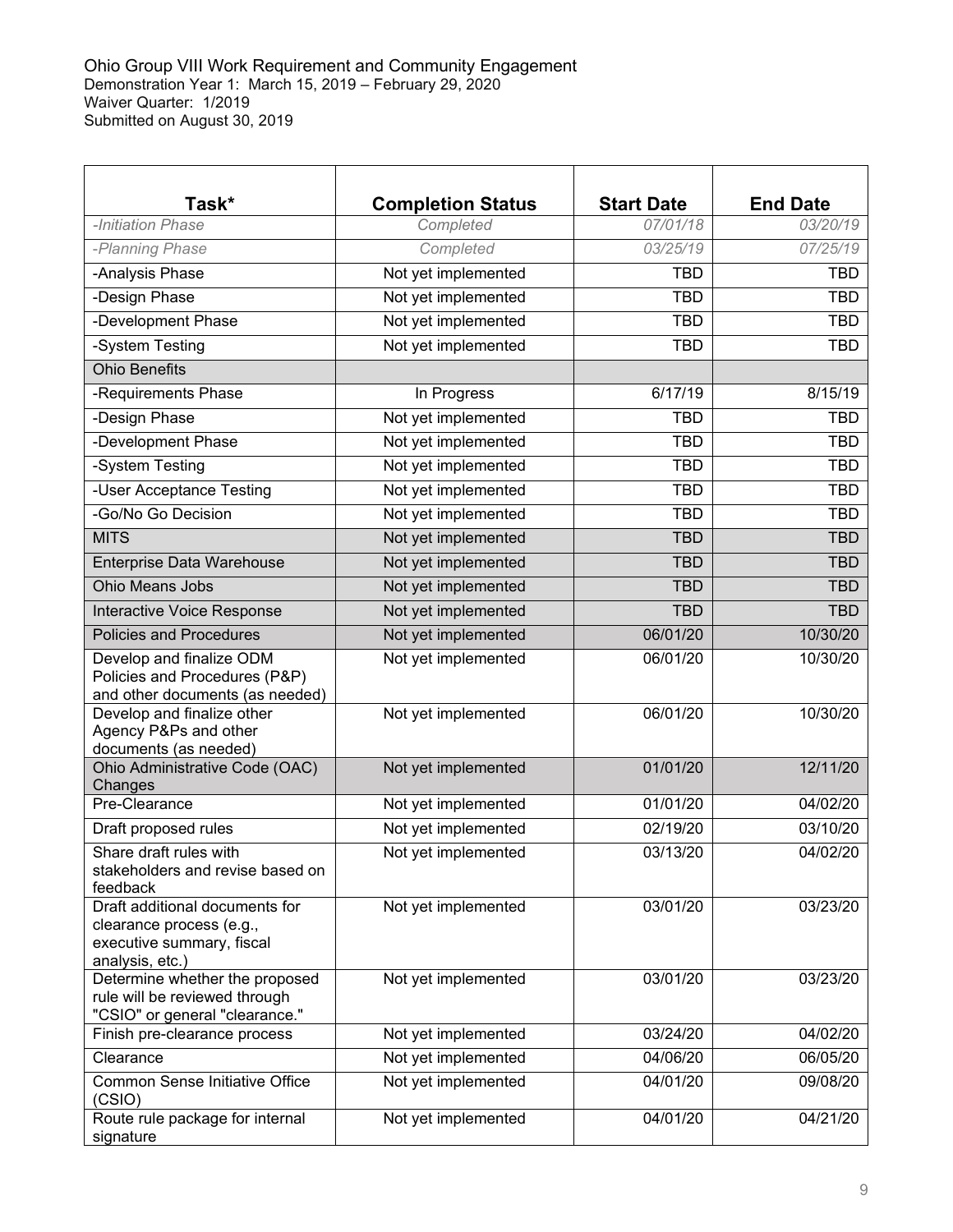Ohio Group VIII Work Requirement and Community Engagement
Demonstration Year 1: March 15, 2019 – February 29, 2020
Waiver Quarter: 1/2019
Submitted on August 30, 2019

| Task* | Completion Status | Start Date | End Date |
|---|---|---|---|
| *-Initiation Phase* | *Completed* | *07/01/18* | *03/20/19* |
| *-Planning Phase* | *Completed* | *03/25/19* | *07/25/19* |
| -Analysis Phase | Not yet implemented | TBD | TBD |
| -Design Phase | Not yet implemented | TBD | TBD |
| -Development Phase | Not yet implemented | TBD | TBD |
| -System Testing | Not yet implemented | TBD | TBD |
| Ohio Benefits | | | |
| -Requirements Phase | In Progress | 6/17/19 | 8/15/19 |
| -Design Phase | Not yet implemented | TBD | TBD |
| -Development Phase | Not yet implemented | TBD | TBD |
| -System Testing | Not yet implemented | TBD | TBD |
| -User Acceptance Testing | Not yet implemented | TBD | TBD |
| -Go/No Go Decision | Not yet implemented | TBD | TBD |
| MITS | Not yet implemented | TBD | TBD |
| Enterprise Data Warehouse | Not yet implemented | TBD | TBD |
| Ohio Means Jobs | Not yet implemented | TBD | TBD |
| Interactive Voice Response | Not yet implemented | TBD | TBD |
| Policies and Procedures | Not yet implemented | 06/01/20 | 10/30/20 |
| Develop and finalize ODM Policies and Procedures (P&P) and other documents (as needed) | Not yet implemented | 06/01/20 | 10/30/20 |
| Develop and finalize other Agency P&Ps and other documents (as needed) | Not yet implemented | 06/01/20 | 10/30/20 |
| Ohio Administrative Code (OAC) Changes | Not yet implemented | 01/01/20 | 12/11/20 |
| Pre-Clearance | Not yet implemented | 01/01/20 | 04/02/20 |
| Draft proposed rules | Not yet implemented | 02/19/20 | 03/10/20 |
| Share draft rules with stakeholders and revise based on feedback | Not yet implemented | 03/13/20 | 04/02/20 |
| Draft additional documents for clearance process (e.g., executive summary, fiscal analysis, etc.) | Not yet implemented | 03/01/20 | 03/23/20 |
| Determine whether the proposed rule will be reviewed through "CSIO" or general "clearance." | Not yet implemented | 03/01/20 | 03/23/20 |
| Finish pre-clearance process | Not yet implemented | 03/24/20 | 04/02/20 |
| Clearance | Not yet implemented | 04/06/20 | 06/05/20 |
| Common Sense Initiative Office (CSIO) | Not yet implemented | 04/01/20 | 09/08/20 |
| Route rule package for internal signature | Not yet implemented | 04/01/20 | 04/21/20 |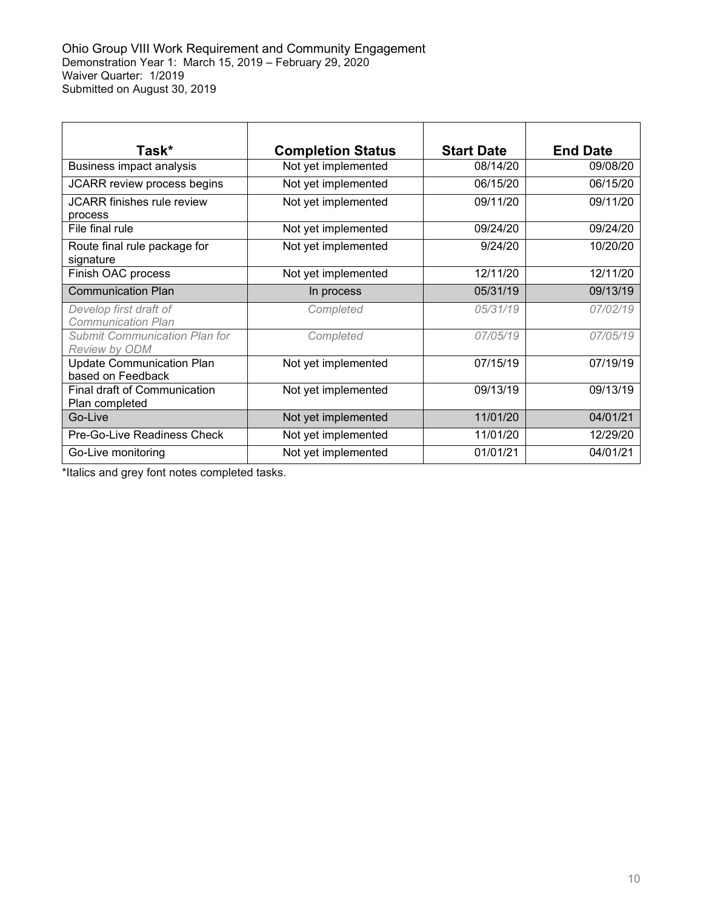| Task* | Completion Status | Start Date | End Date |
| --- | --- | --- | --- |
| Business impact analysis | Not yet implemented | 08/14/20 | 09/08/20 |
| JCARR review process begins | Not yet implemented | 06/15/20 | 06/15/20 |
| JCARR finishes rule review process | Not yet implemented | 09/11/20 | 09/11/20 |
| File final rule | Not yet implemented | 09/24/20 | 09/24/20 |
| Route final rule package for signature | Not yet implemented | 9/24/20 | 10/20/20 |
| Finish OAC process | Not yet implemented | 12/11/20 | 12/11/20 |
| Communication Plan | In process | 05/31/19 | 09/13/19 |
| *Develop first draft of Communication Plan* | *Completed* | *05/31/19* | *07/02/19* |
| *Submit Communication Plan for Review by ODM* | *Completed* | *07/05/19* | *07/05/19* |
| Update Communication Plan based on Feedback | Not yet implemented | 07/15/19 | 07/19/19 |
| Final draft of Communication Plan completed | Not yet implemented | 09/13/19 | 09/13/19 |
| Go-Live | Not yet implemented | 11/01/20 | 04/01/21 |
| Pre-Go-Live Readiness Check | Not yet implemented | 11/01/20 | 12/29/20 |
| Go-Live monitoring | Not yet implemented | 01/01/21 | 04/01/21 |

*Italics and grey font notes completed tasks.